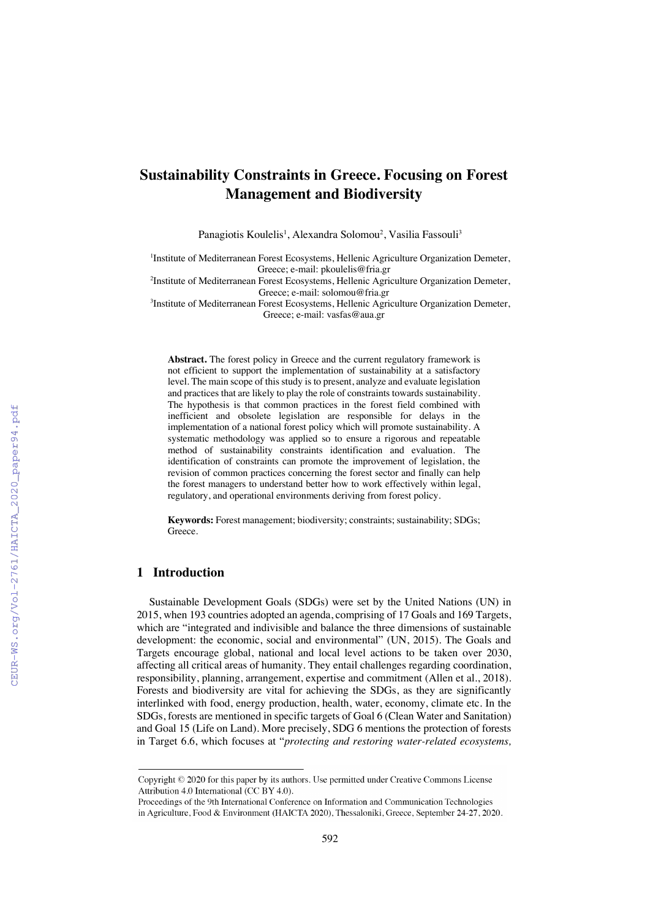# Sustainability Constraints in Greece. Focusing on Forest Management and Biodiversity

Panagiotis Koulelis[1], Alexandra Solomou[2], Vasilia Fassouli[3]

[1]Institute of Mediterranean Forest Ecosystems, Hellenic Agriculture Organization Demeter, Greece; e-mail: pkoulelis@fria.gr

[2]Institute of Mediterranean Forest Ecosystems, Hellenic Agriculture Organization Demeter, Greece; e-mail: solomou@fria.gr

[3]Institute of Mediterranean Forest Ecosystems, Hellenic Agriculture Organization Demeter, Greece; e-mail: vasfas@aua.gr

**Abstract.** The forest policy in Greece and the current regulatory framework is not efficient to support the implementation of sustainability at a satisfactory level. The main scope of this study is to present, analyze and evaluate legislation and practices that are likely to play the role of constraints towards sustainability. The hypothesis is that common practices in the forest field combined with inefficient and obsolete legislation are responsible for delays in the implementation of a national forest policy which will promote sustainability. A systematic methodology was applied so to ensure a rigorous and repeatable method of sustainability constraints identification and evaluation. The identification of constraints can promote the improvement of legislation, the revision of common practices concerning the forest sector and finally can help the forest managers to understand better how to work effectively within legal, regulatory, and operational environments deriving from forest policy.

**Keywords:** Forest management; biodiversity; constraints; sustainability; SDGs; Greece.

## 1 Introduction

Sustainable Development Goals (SDGs) were set by the United Nations (UN) in 2015, when 193 countries adopted an agenda, comprising of 17 Goals and 169 Targets, which are "integrated and indivisible and balance the three dimensions of sustainable development: the economic, social and environmental" (UN, 2015). The Goals and Targets encourage global, national and local level actions to be taken over 2030, affecting all critical areas of humanity. They entail challenges regarding coordination, responsibility, planning, arrangement, expertise and commitment (Allen et al., 2018). Forests and biodiversity are vital for achieving the SDGs, as they are significantly interlinked with food, energy production, health, water, economy, climate etc. In the SDGs, forests are mentioned in specific targets of Goal 6 (Clean Water and Sanitation) and Goal 15 (Life on Land). More precisely, SDG 6 mentions the protection of forests in Target 6.6, which focuses at "*protecting and restoring water-related ecosystems,*

Copyright © 2020 for this paper by its authors. Use permitted under Creative Commons License Attribution 4.0 International (CC BY 4.0).

Proceedings of the 9th International Conference on Information and Communication Technologies in Agriculture, Food & Environment (HAICTA 2020), Thessaloniki, Greece, September 24-27, 2020.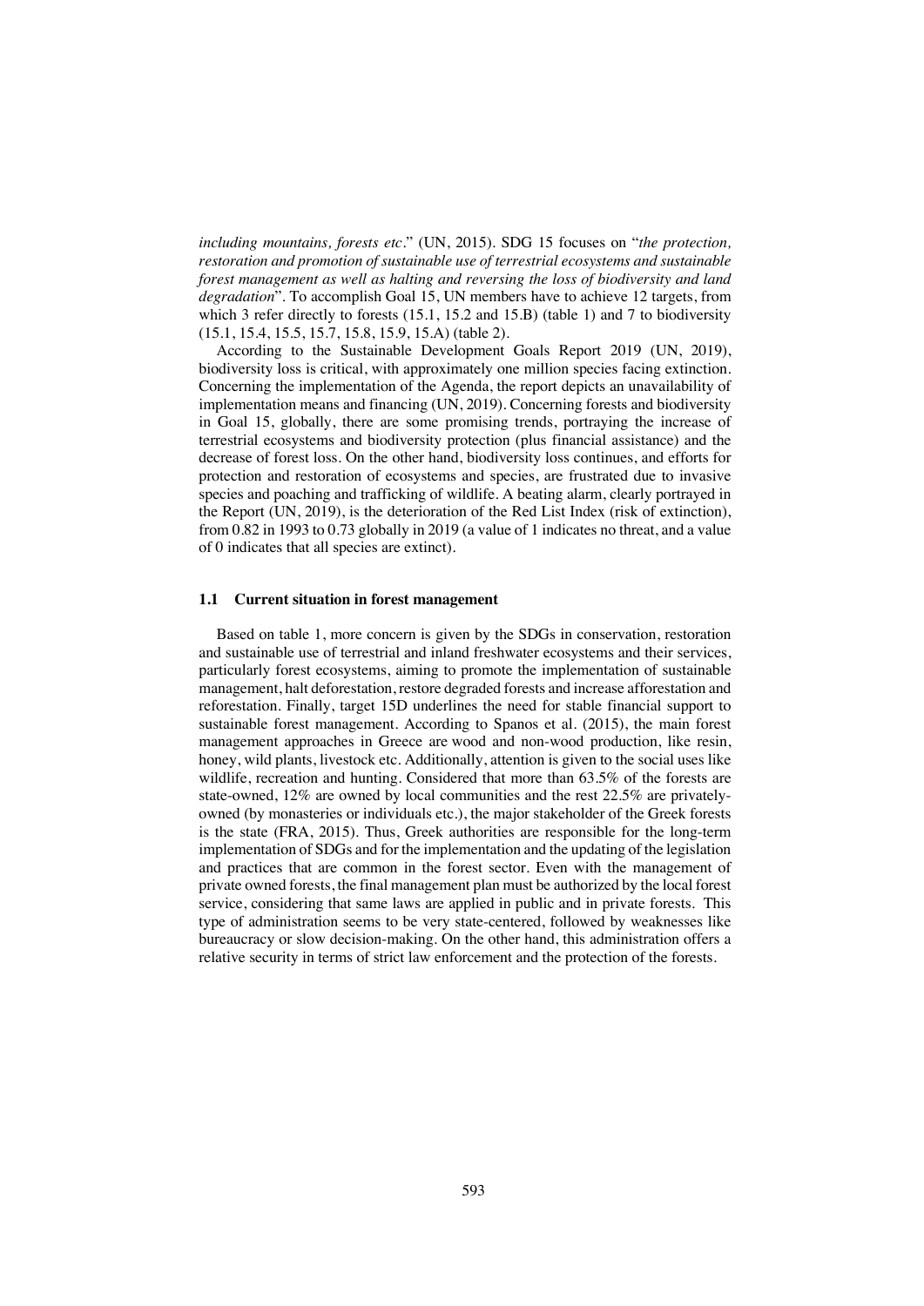*including mountains, forests etc*." (UN, 2015). SDG 15 focuses on "*the protection, restoration and promotion of sustainable use of terrestrial ecosystems and sustainable forest management as well as halting and reversing the loss of biodiversity and land degradation*". To accomplish Goal 15, UN members have to achieve 12 targets, from which 3 refer directly to forests (15.1, 15.2 and 15.B) (table 1) and 7 to biodiversity (15.1, 15.4, 15.5, 15.7, 15.8, 15.9, 15.A) (table 2).

According to the Sustainable Development Goals Report 2019 (UN, 2019), biodiversity loss is critical, with approximately one million species facing extinction. Concerning the implementation of the Agenda, the report depicts an unavailability of implementation means and financing (UN, 2019). Concerning forests and biodiversity in Goal 15, globally, there are some promising trends, portraying the increase of terrestrial ecosystems and biodiversity protection (plus financial assistance) and the decrease of forest loss. On the other hand, biodiversity loss continues, and efforts for protection and restoration of ecosystems and species, are frustrated due to invasive species and poaching and trafficking of wildlife. A beating alarm, clearly portrayed in the Report (UN, 2019), is the deterioration of the Red List Index (risk of extinction), from 0.82 in 1993 to 0.73 globally in 2019 (a value of 1 indicates no threat, and a value of 0 indicates that all species are extinct).

### 1.1 Current situation in forest management

Based on table 1, more concern is given by the SDGs in conservation, restoration and sustainable use of terrestrial and inland freshwater ecosystems and their services, particularly forest ecosystems, aiming to promote the implementation of sustainable management, halt deforestation, restore degraded forests and increase afforestation and reforestation. Finally, target 15D underlines the need for stable financial support to sustainable forest management. According to Spanos et al. (2015), the main forest management approaches in Greece are wood and non-wood production, like resin, honey, wild plants, livestock etc. Additionally, attention is given to the social uses like wildlife, recreation and hunting. Considered that more than 63.5% of the forests are state-owned, 12% are owned by local communities and the rest 22.5% are privately-owned (by monasteries or individuals etc.), the major stakeholder of the Greek forests is the state (FRA, 2015). Thus, Greek authorities are responsible for the long-term implementation of SDGs and for the implementation and the updating of the legislation and practices that are common in the forest sector. Even with the management of private owned forests, the final management plan must be authorized by the local forest service, considering that same laws are applied in public and in private forests. This type of administration seems to be very state-centered, followed by weaknesses like bureaucracy or slow decision-making. On the other hand, this administration offers a relative security in terms of strict law enforcement and the protection of the forests.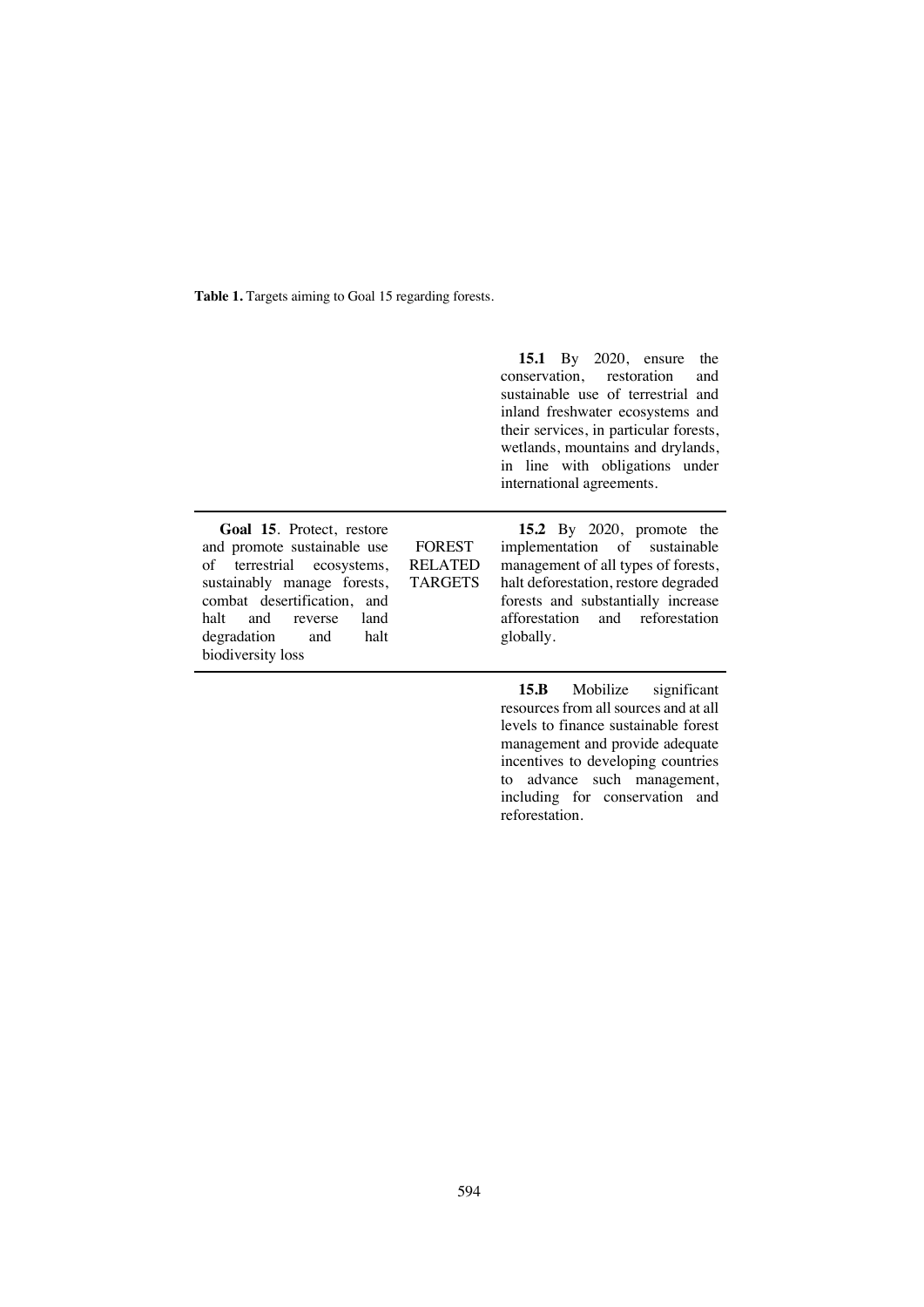**Table 1.** Targets aiming to Goal 15 regarding forests.

| | | |
|---|---|---|
| | | **15.1** By 2020, ensure the conservation, restoration and sustainable use of terrestrial and inland freshwater ecosystems and their services, in particular forests, wetlands, mountains and drylands, in line with obligations under international agreements. |
| **Goal 15**. Protect, restore and promote sustainable use of terrestrial ecosystems, sustainably manage forests, combat desertification, and halt and reverse land degradation and halt biodiversity loss | FOREST RELATED TARGETS | **15.2** By 2020, promote the implementation of sustainable management of all types of forests, halt deforestation, restore degraded forests and substantially increase afforestation and reforestation globally. |
| | | **15.B** Mobilize significant resources from all sources and at all levels to finance sustainable forest management and provide adequate incentives to developing countries to advance such management, including for conservation and reforestation. |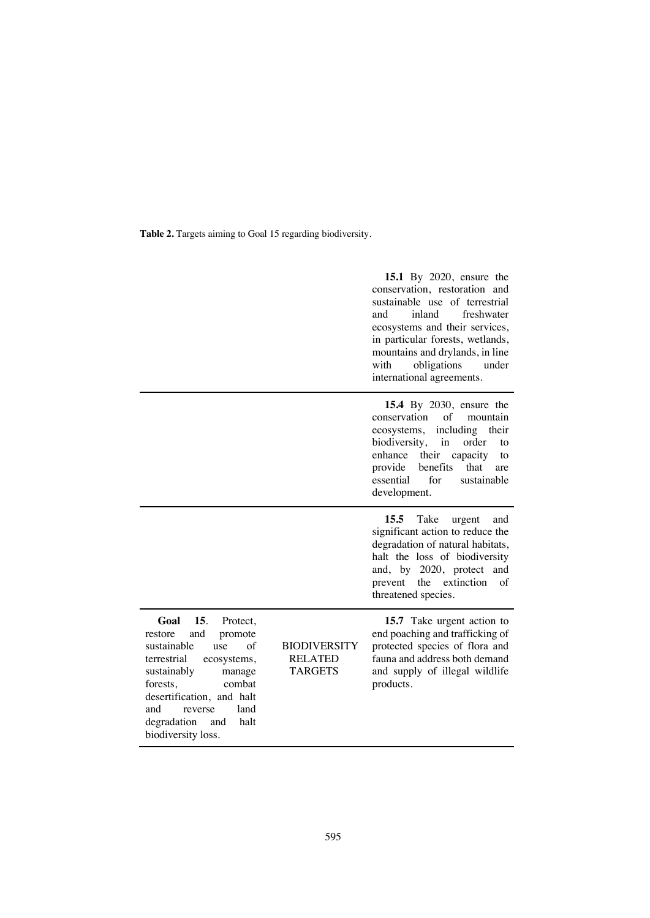**Table 2.** Targets aiming to Goal 15 regarding biodiversity.

| | | |
|---|---|---|
| | | **15.1** By 2020, ensure the conservation, restoration and sustainable use of terrestrial and inland freshwater ecosystems and their services, in particular forests, wetlands, mountains and drylands, in line with obligations under international agreements. |
| | | **15.4** By 2030, ensure the conservation of mountain ecosystems, including their biodiversity, in order to enhance their capacity to provide benefits that are essential for sustainable development. |
| | | **15.5** Take urgent and significant action to reduce the degradation of natural habitats, halt the loss of biodiversity and, by 2020, protect and prevent the extinction of threatened species. |
| **Goal 15**. Protect, restore and promote sustainable use of terrestrial ecosystems, sustainably manage forests, combat desertification, and halt and reverse land degradation and halt biodiversity loss. | BIODIVERSITY RELATED TARGETS | **15.7** Take urgent action to end poaching and trafficking of protected species of flora and fauna and address both demand and supply of illegal wildlife products. |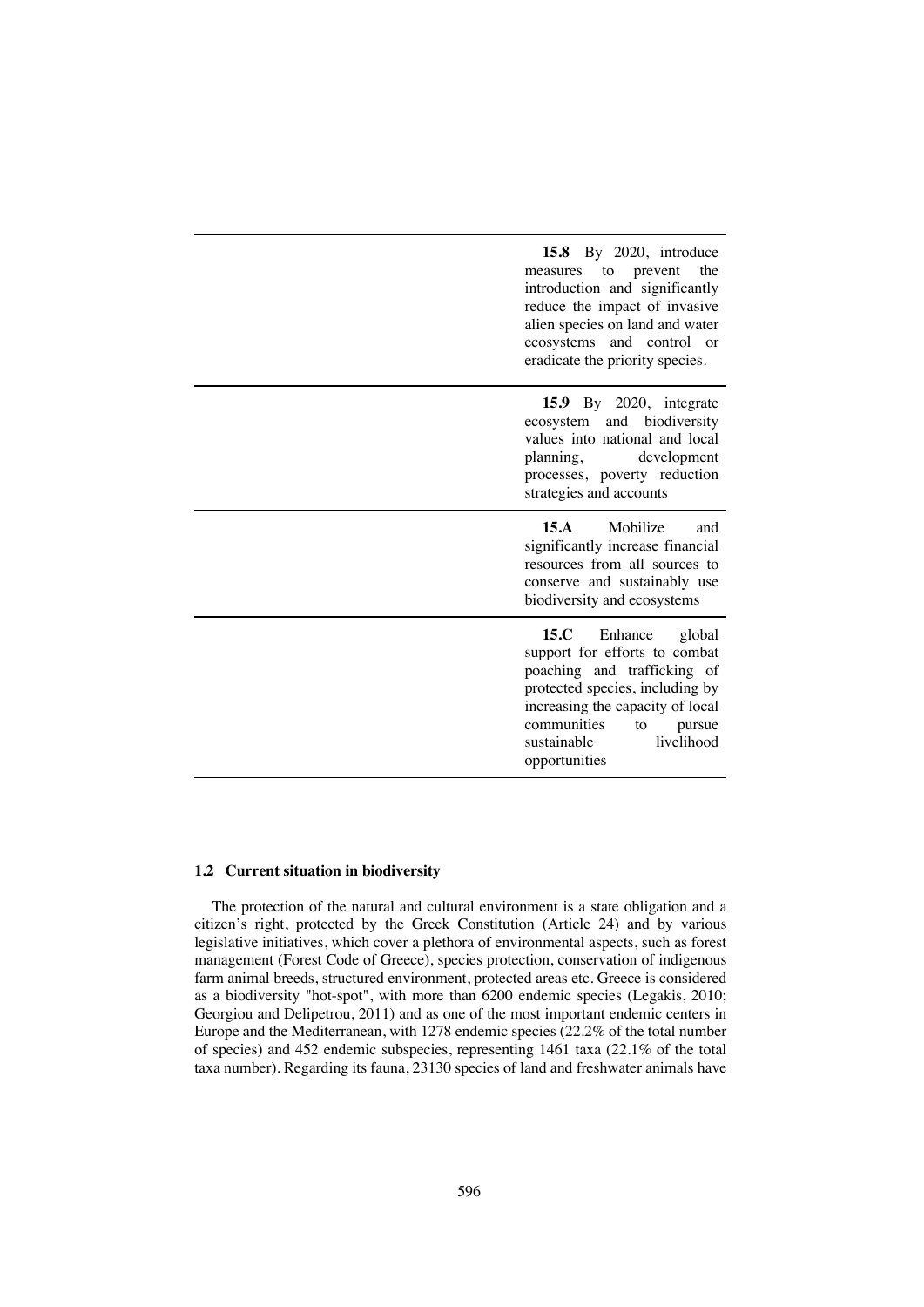| | |
|---|---|
| | **15.8** By 2020, introduce measures to prevent the introduction and significantly reduce the impact of invasive alien species on land and water ecosystems and control or eradicate the priority species. |
| | **15.9** By 2020, integrate ecosystem and biodiversity values into national and local planning, development processes, poverty reduction strategies and accounts |
| | **15.A** Mobilize and significantly increase financial resources from all sources to conserve and sustainably use biodiversity and ecosystems |
| | **15.C** Enhance global support for efforts to combat poaching and trafficking of protected species, including by increasing the capacity of local communities to pursue sustainable livelihood opportunities |

### 1.2 Current situation in biodiversity

The protection of the natural and cultural environment is a state obligation and a citizen's right, protected by the Greek Constitution (Article 24) and by various legislative initiatives, which cover a plethora of environmental aspects, such as forest management (Forest Code of Greece), species protection, conservation of indigenous farm animal breeds, structured environment, protected areas etc. Greece is considered as a biodiversity "hot-spot", with more than 6200 endemic species (Legakis, 2010; Georgiou and Delipetrou, 2011) and as one of the most important endemic centers in Europe and the Mediterranean, with 1278 endemic species (22.2% of the total number of species) and 452 endemic subspecies, representing 1461 taxa (22.1% of the total taxa number). Regarding its fauna, 23130 species of land and freshwater animals have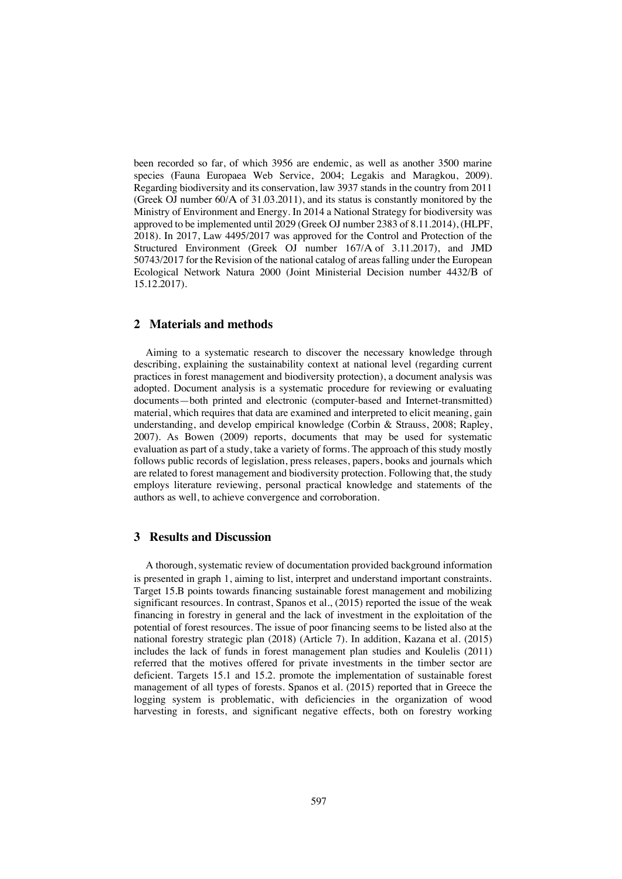been recorded so far, of which 3956 are endemic, as well as another 3500 marine species (Fauna Europaea Web Service, 2004; Legakis and Maragkou, 2009). Regarding biodiversity and its conservation, law 3937 stands in the country from 2011 (Greek OJ number 60/A of 31.03.2011), and its status is constantly monitored by the Ministry of Environment and Energy. In 2014 a National Strategy for biodiversity was approved to be implemented until 2029 (Greek OJ number 2383 of 8.11.2014), (HLPF, 2018). In 2017, Law 4495/2017 was approved for the Control and Protection of the Structured Environment (Greek OJ number 167/A of 3.11.2017), and JMD 50743/2017 for the Revision of the national catalog of areas falling under the European Ecological Network Natura 2000 (Joint Ministerial Decision number 4432/B of 15.12.2017).

## 2 Materials and methods

Aiming to a systematic research to discover the necessary knowledge through describing, explaining the sustainability context at national level (regarding current practices in forest management and biodiversity protection), a document analysis was adopted. Document analysis is a systematic procedure for reviewing or evaluating documents—both printed and electronic (computer-based and Internet-transmitted) material, which requires that data are examined and interpreted to elicit meaning, gain understanding, and develop empirical knowledge (Corbin & Strauss, 2008; Rapley, 2007). As Bowen (2009) reports, documents that may be used for systematic evaluation as part of a study, take a variety of forms. The approach of this study mostly follows public records of legislation, press releases, papers, books and journals which are related to forest management and biodiversity protection. Following that, the study employs literature reviewing, personal practical knowledge and statements of the authors as well, to achieve convergence and corroboration.

## 3 Results and Discussion

A thorough, systematic review of documentation provided background information is presented in graph 1, aiming to list, interpret and understand important constraints. Target 15.B points towards financing sustainable forest management and mobilizing significant resources. In contrast, Spanos et al., (2015) reported the issue of the weak financing in forestry in general and the lack of investment in the exploitation of the potential of forest resources. The issue of poor financing seems to be listed also at the national forestry strategic plan (2018) (Article 7). In addition, Kazana et al. (2015) includes the lack of funds in forest management plan studies and Koulelis (2011) referred that the motives offered for private investments in the timber sector are deficient. Targets 15.1 and 15.2. promote the implementation of sustainable forest management of all types of forests. Spanos et al. (2015) reported that in Greece the logging system is problematic, with deficiencies in the organization of wood harvesting in forests, and significant negative effects, both on forestry working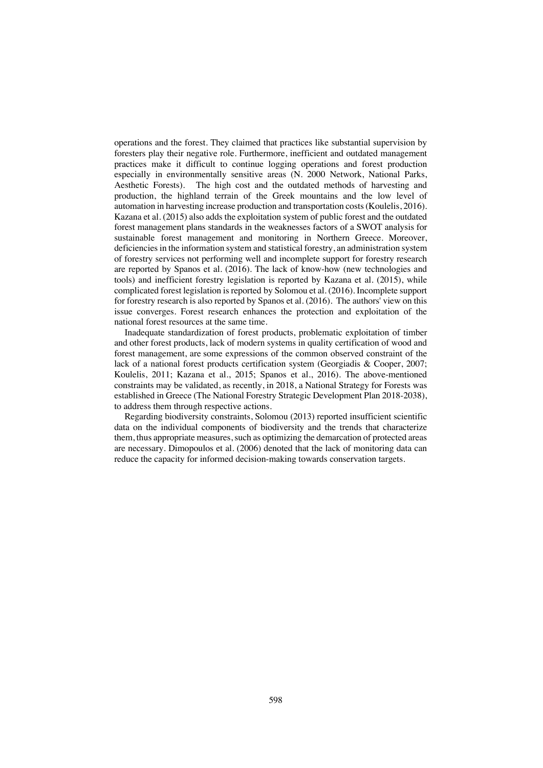operations and the forest. They claimed that practices like substantial supervision by foresters play their negative role. Furthermore, inefficient and outdated management practices make it difficult to continue logging operations and forest production especially in environmentally sensitive areas (N. 2000 Network, National Parks, Aesthetic Forests). The high cost and the outdated methods of harvesting and production, the highland terrain of the Greek mountains and the low level of automation in harvesting increase production and transportation costs (Koulelis, 2016). Kazana et al. (2015) also adds the exploitation system of public forest and the outdated forest management plans standards in the weaknesses factors of a SWOT analysis for sustainable forest management and monitoring in Northern Greece. Moreover, deficiencies in the information system and statistical forestry, an administration system of forestry services not performing well and incomplete support for forestry research are reported by Spanos et al. (2016). The lack of know-how (new technologies and tools) and inefficient forestry legislation is reported by Kazana et al. (2015), while complicated forest legislation is reported by Solomou et al. (2016). Incomplete support for forestry research is also reported by Spanos et al. (2016). The authors' view on this issue converges. Forest research enhances the protection and exploitation of the national forest resources at the same time.

Inadequate standardization of forest products, problematic exploitation of timber and other forest products, lack of modern systems in quality certification of wood and forest management, are some expressions of the common observed constraint of the lack of a national forest products certification system (Georgiadis & Cooper, 2007; Koulelis, 2011; Kazana et al., 2015; Spanos et al., 2016). The above-mentioned constraints may be validated, as recently, in 2018, a National Strategy for Forests was established in Greece (The National Forestry Strategic Development Plan 2018-2038), to address them through respective actions.

Regarding biodiversity constraints, Solomou (2013) reported insufficient scientific data on the individual components of biodiversity and the trends that characterize them, thus appropriate measures, such as optimizing the demarcation of protected areas are necessary. Dimopoulos et al. (2006) denoted that the lack of monitoring data can reduce the capacity for informed decision-making towards conservation targets.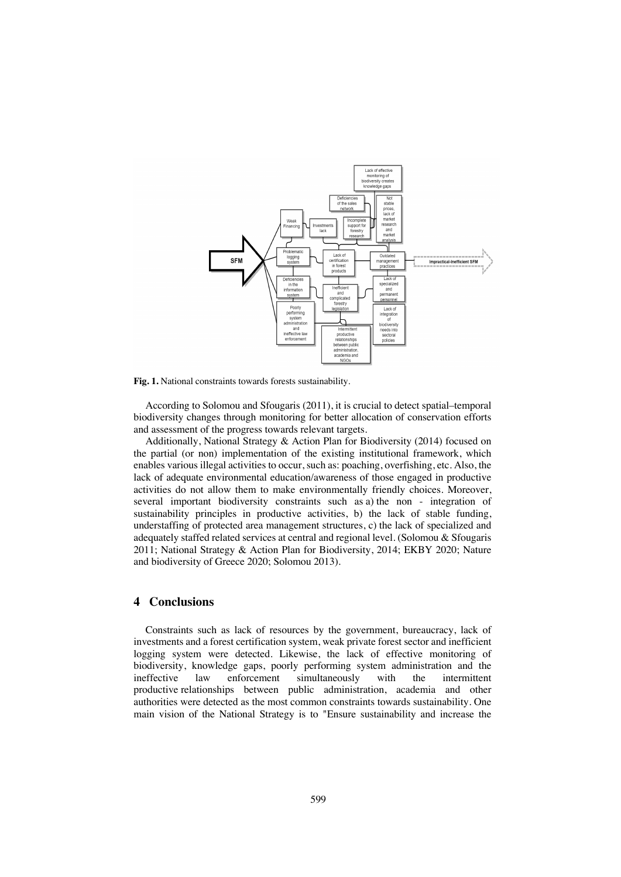**Fig. 1.** National constraints towards forests sustainability.

According to Solomou and Sfougaris (2011), it is crucial to detect spatial–temporal biodiversity changes through monitoring for better allocation of conservation efforts and assessment of the progress towards relevant targets.

Additionally, National Strategy & Action Plan for Biodiversity (2014) focused on the partial (or non) implementation of the existing institutional framework, which enables various illegal activities to occur, such as: poaching, overfishing, etc. Also, the lack of adequate environmental education/awareness of those engaged in productive activities do not allow them to make environmentally friendly choices. Moreover, several important biodiversity constraints such as a) the non - integration of sustainability principles in productive activities, b) the lack of stable funding, understaffing of protected area management structures, c) the lack of specialized and adequately staffed related services at central and regional level. (Solomou & Sfougaris 2011; National Strategy & Action Plan for Biodiversity, 2014; EKBY 2020; Nature and biodiversity of Greece 2020; Solomou 2013).

## 4 Conclusions

Constraints such as lack of resources by the government, bureaucracy, lack of investments and a forest certification system, weak private forest sector and inefficient logging system were detected. Likewise, the lack of effective monitoring of biodiversity, knowledge gaps, poorly performing system administration and the ineffective law enforcement simultaneously with the intermittent productive relationships between public administration, academia and other authorities were detected as the most common constraints towards sustainability. One main vision of the National Strategy is to "Ensure sustainability and increase the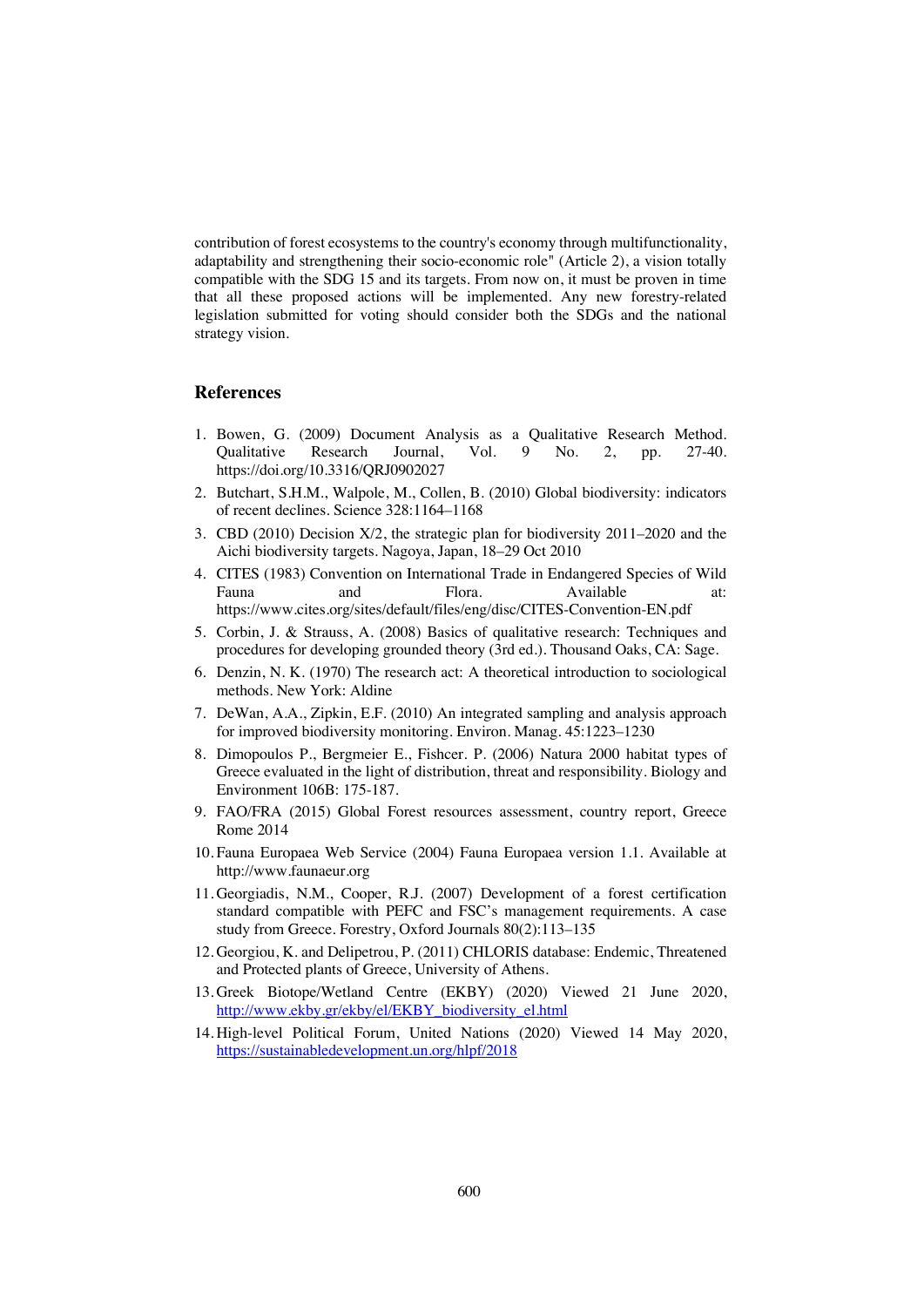contribution of forest ecosystems to the country's economy through multifunctionality, adaptability and strengthening their socio-economic role" (Article 2), a vision totally compatible with the SDG 15 and its targets. From now on, it must be proven in time that all these proposed actions will be implemented. Any new forestry-related legislation submitted for voting should consider both the SDGs and the national strategy vision.

## References

1. Bowen, G. (2009) Document Analysis as a Qualitative Research Method. Qualitative Research Journal, Vol. 9 No. 2, pp. 27-40. https://doi.org/10.3316/QRJ0902027
2. Butchart, S.H.M., Walpole, M., Collen, B. (2010) Global biodiversity: indicators of recent declines. Science 328:1164–1168
3. CBD (2010) Decision X/2, the strategic plan for biodiversity 2011–2020 and the Aichi biodiversity targets. Nagoya, Japan, 18–29 Oct 2010
4. CITES (1983) Convention on International Trade in Endangered Species of Wild Fauna and Flora. Available at: https://www.cites.org/sites/default/files/eng/disc/CITES-Convention-EN.pdf
5. Corbin, J. & Strauss, A. (2008) Basics of qualitative research: Techniques and procedures for developing grounded theory (3rd ed.). Thousand Oaks, CA: Sage.
6. Denzin, N. K. (1970) The research act: A theoretical introduction to sociological methods. New York: Aldine
7. DeWan, A.A., Zipkin, E.F. (2010) An integrated sampling and analysis approach for improved biodiversity monitoring. Environ. Manag. 45:1223–1230
8. Dimopoulos P., Bergmeier E., Fishcer. P. (2006) Natura 2000 habitat types of Greece evaluated in the light of distribution, threat and responsibility. Biology and Environment 106B: 175-187.
9. FAO/FRA (2015) Global Forest resources assessment, country report, Greece Rome 2014
10. Fauna Europaea Web Service (2004) Fauna Europaea version 1.1. Available at http://www.faunaeur.org
11. Georgiadis, N.M., Cooper, R.J. (2007) Development of a forest certification standard compatible with PEFC and FSC's management requirements. A case study from Greece. Forestry, Oxford Journals 80(2):113–135
12. Georgiou, K. and Delipetrou, P. (2011) CHLORIS database: Endemic, Threatened and Protected plants of Greece, University of Athens.
13. Greek Biotope/Wetland Centre (EKBY) (2020) Viewed 21 June 2020, http://www.ekby.gr/ekby/el/EKBY_biodiversity_el.html
14. High-level Political Forum, United Nations (2020) Viewed 14 May 2020, https://sustainabledevelopment.un.org/hlpf/2018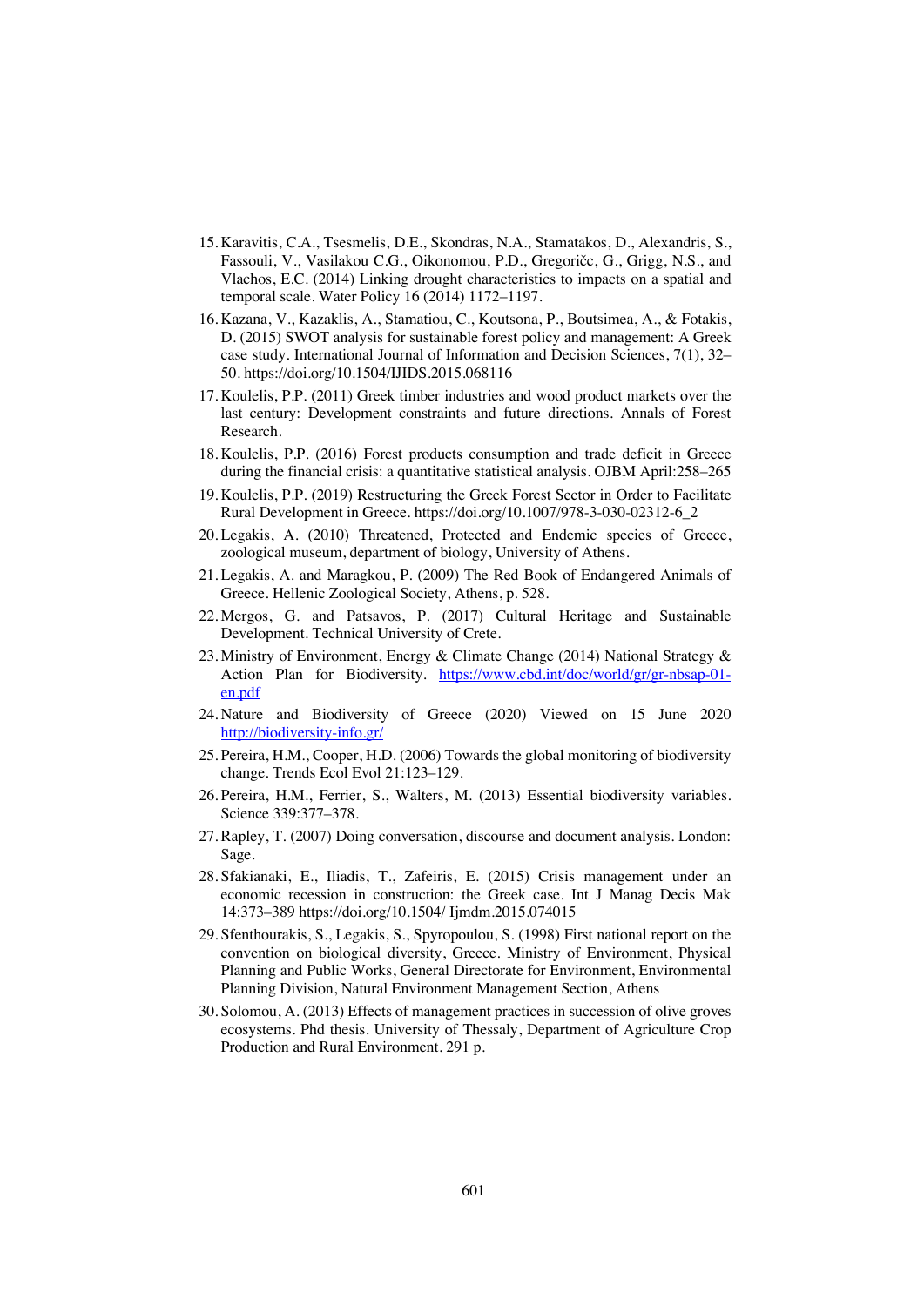15. Karavitis, C.A., Tsesmelis, D.E., Skondras, N.A., Stamatakos, D., Alexandris, S., Fassouli, V., Vasilakou C.G., Oikonomou, P.D., Gregoričc, G., Grigg, N.S., and Vlachos, E.C. (2014) Linking drought characteristics to impacts on a spatial and temporal scale. Water Policy 16 (2014) 1172–1197.
16. Kazana, V., Kazaklis, A., Stamatiou, C., Koutsona, P., Boutsimea, A., & Fotakis, D. (2015) SWOT analysis for sustainable forest policy and management: A Greek case study. International Journal of Information and Decision Sciences, 7(1), 32–50. https://doi.org/10.1504/IJIDS.2015.068116
17. Koulelis, P.P. (2011) Greek timber industries and wood product markets over the last century: Development constraints and future directions. Annals of Forest Research.
18. Koulelis, P.P. (2016) Forest products consumption and trade deficit in Greece during the financial crisis: a quantitative statistical analysis. OJBM April:258–265
19. Koulelis, P.P. (2019) Restructuring the Greek Forest Sector in Order to Facilitate Rural Development in Greece. https://doi.org/10.1007/978-3-030-02312-6_2
20. Legakis, A. (2010) Threatened, Protected and Endemic species of Greece, zoological museum, department of biology, University of Athens.
21. Legakis, A. and Maragkou, P. (2009) The Red Book of Endangered Animals of Greece. Hellenic Zoological Society, Athens, p. 528.
22. Mergos, G. and Patsavos, P. (2017) Cultural Heritage and Sustainable Development. Technical University of Crete.
23. Ministry of Environment, Energy & Climate Change (2014) National Strategy & Action Plan for Biodiversity. https://www.cbd.int/doc/world/gr/gr-nbsap-01-en.pdf
24. Nature and Biodiversity of Greece (2020) Viewed on 15 June 2020 http://biodiversity-info.gr/
25. Pereira, H.M., Cooper, H.D. (2006) Towards the global monitoring of biodiversity change. Trends Ecol Evol 21:123–129.
26. Pereira, H.M., Ferrier, S., Walters, M. (2013) Essential biodiversity variables. Science 339:377–378.
27. Rapley, T. (2007) Doing conversation, discourse and document analysis. London: Sage.
28. Sfakianaki, E., Iliadis, T., Zafeiris, E. (2015) Crisis management under an economic recession in construction: the Greek case. Int J Manag Decis Mak 14:373–389 https://doi.org/10.1504/ Ijmdm.2015.074015
29. Sfenthourakis, S., Legakis, S., Spyropoulou, S. (1998) First national report on the convention on biological diversity, Greece. Ministry of Environment, Physical Planning and Public Works, General Directorate for Environment, Environmental Planning Division, Natural Environment Management Section, Athens
30. Solomou, A. (2013) Effects of management practices in succession of olive groves ecosystems. Phd thesis. University of Thessaly, Department of Agriculture Crop Production and Rural Environment. 291 p.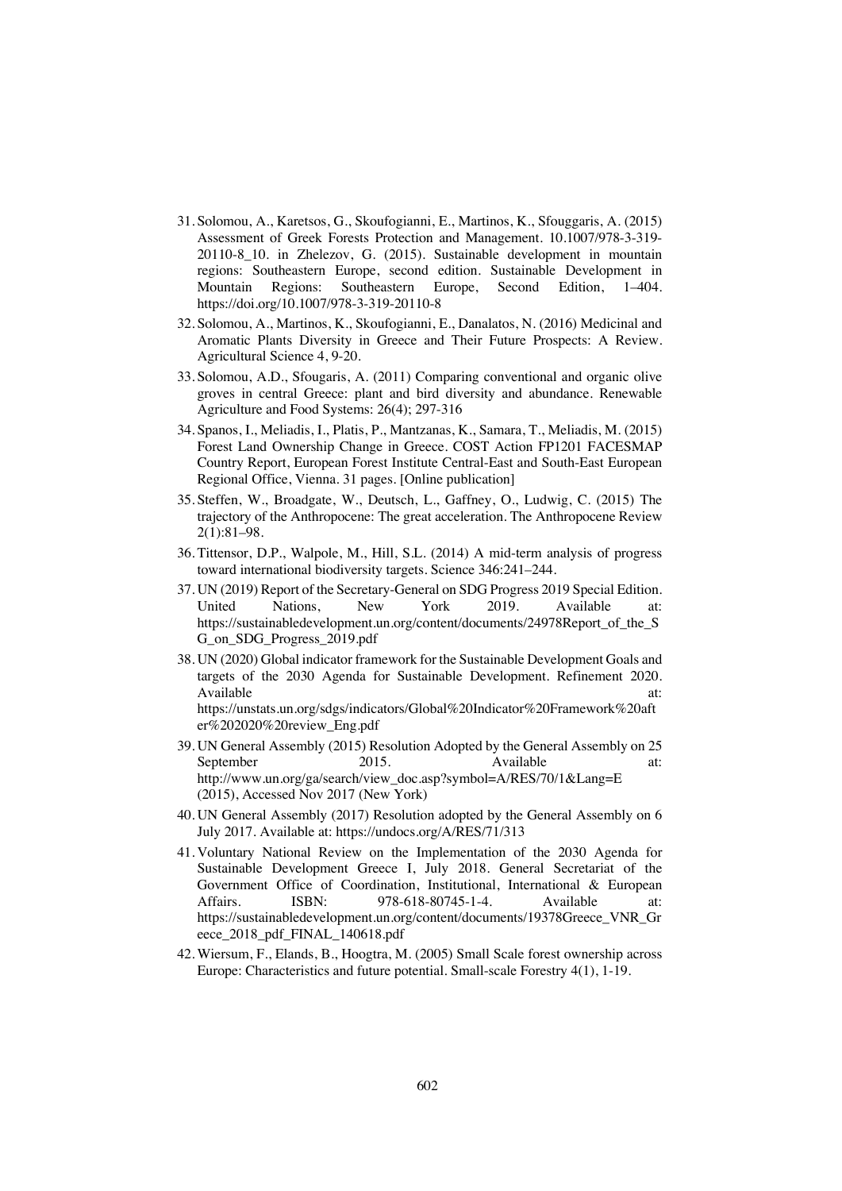31. Solomou, A., Karetsos, G., Skoufogianni, E., Martinos, K., Sfouggaris, A. (2015) Assessment of Greek Forests Protection and Management. 10.1007/978-3-319-20110-8_10. in Zhelezov, G. (2015). Sustainable development in mountain regions: Southeastern Europe, second edition. Sustainable Development in Mountain Regions: Southeastern Europe, Second Edition, 1–404. https://doi.org/10.1007/978-3-319-20110-8
32. Solomou, A., Martinos, K., Skoufogianni, E., Danalatos, N. (2016) Medicinal and Aromatic Plants Diversity in Greece and Their Future Prospects: A Review. Agricultural Science 4, 9-20.
33. Solomou, A.D., Sfougaris, A. (2011) Comparing conventional and organic olive groves in central Greece: plant and bird diversity and abundance. Renewable Agriculture and Food Systems: 26(4); 297-316
34. Spanos, I., Meliadis, I., Platis, P., Mantzanas, K., Samara, T., Meliadis, M. (2015) Forest Land Ownership Change in Greece. COST Action FP1201 FACESMAP Country Report, European Forest Institute Central-East and South-East European Regional Office, Vienna. 31 pages. [Online publication]
35. Steffen, W., Broadgate, W., Deutsch, L., Gaffney, O., Ludwig, C. (2015) The trajectory of the Anthropocene: The great acceleration. The Anthropocene Review 2(1):81–98.
36. Tittensor, D.P., Walpole, M., Hill, S.L. (2014) A mid-term analysis of progress toward international biodiversity targets. Science 346:241–244.
37. UN (2019) Report of the Secretary-General on SDG Progress 2019 Special Edition. United Nations, New York 2019. Available at: https://sustainabledevelopment.un.org/content/documents/24978Report_of_the_SG_on_SDG_Progress_2019.pdf
38. UN (2020) Global indicator framework for the Sustainable Development Goals and targets of the 2030 Agenda for Sustainable Development. Refinement 2020. Available at: https://unstats.un.org/sdgs/indicators/Global%20Indicator%20Framework%20after%202020%20review_Eng.pdf
39. UN General Assembly (2015) Resolution Adopted by the General Assembly on 25 September 2015. Available at: http://www.un.org/ga/search/view_doc.asp?symbol=A/RES/70/1&Lang=E (2015), Accessed Nov 2017 (New York)
40. UN General Assembly (2017) Resolution adopted by the General Assembly on 6 July 2017. Available at: https://undocs.org/A/RES/71/313
41. Voluntary National Review on the Implementation of the 2030 Agenda for Sustainable Development Greece I, July 2018. General Secretariat of the Government Office of Coordination, Institutional, International & European Affairs. ISBN: 978-618-80745-1-4. Available at: https://sustainabledevelopment.un.org/content/documents/19378Greece_VNR_Greece_2018_pdf_FINAL_140618.pdf
42. Wiersum, F., Elands, B., Hoogtra, M. (2005) Small Scale forest ownership across Europe: Characteristics and future potential. Small-scale Forestry 4(1), 1-19.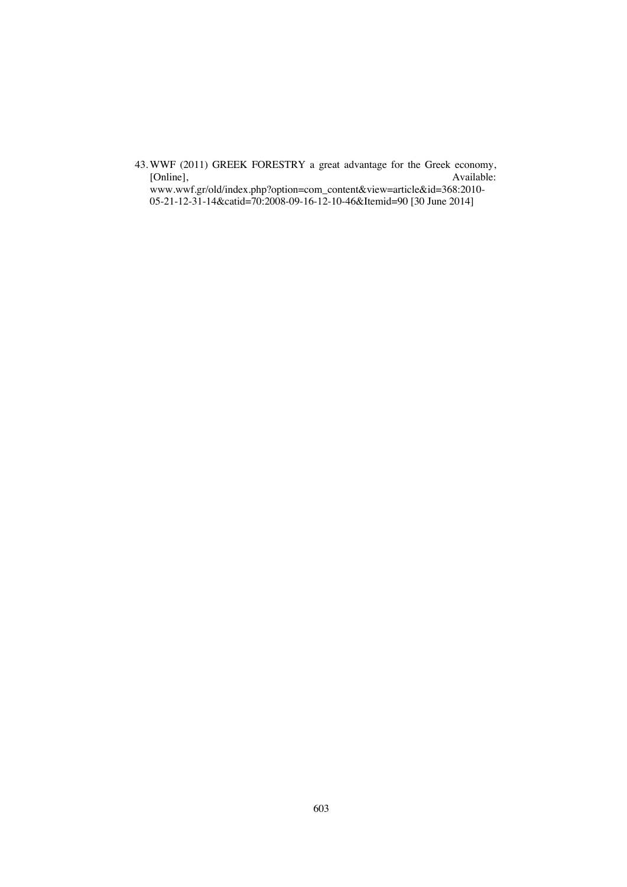43. WWF (2011) GREEK FORESTRY a great advantage for the Greek economy, [Online], Available: www.wwf.gr/old/index.php?option=com_content&view=article&id=368:2010-05-21-12-31-14&catid=70:2008-09-16-12-10-46&Itemid=90 [30 June 2014]